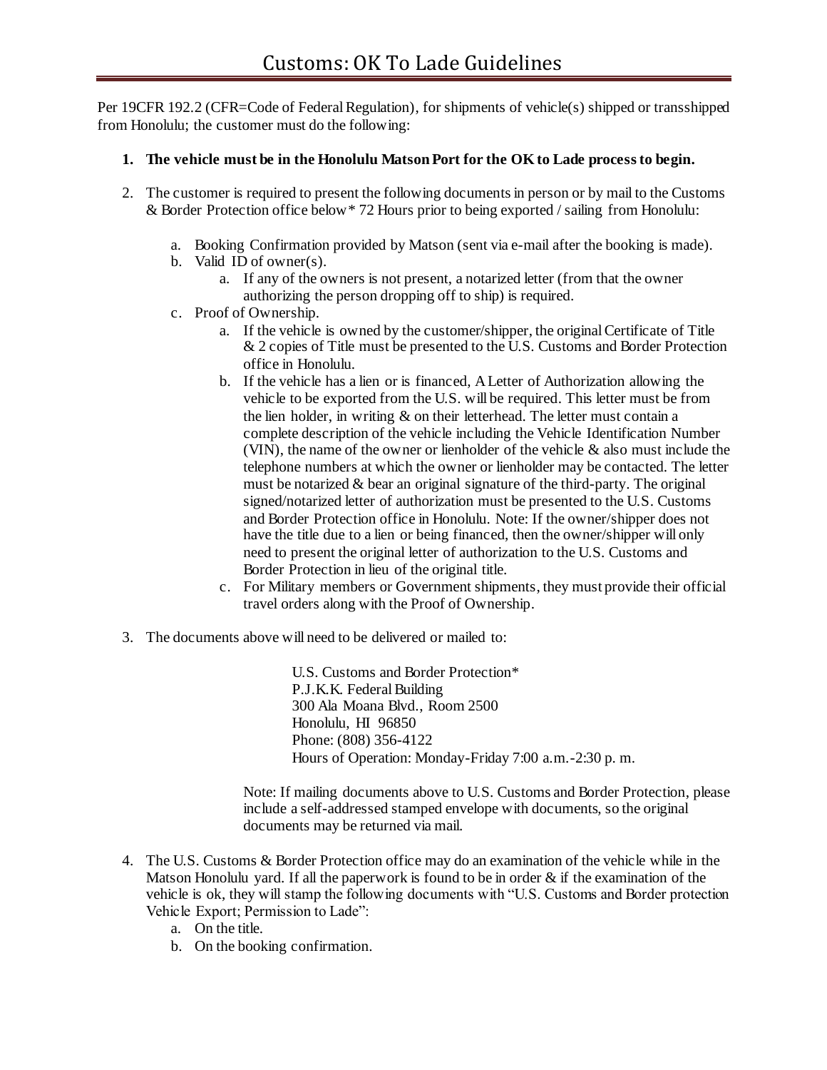# Customs: OK To Lade Guidelines

Per 19CFR 192.2 (CFR=Code of Federal Regulation), for shipments of vehicle(s) shipped or transshipped from Honolulu; the customer must do the following:

1. **The vehicle must be in the Honolulu Matson Port for the OK to Lade process to begin.**

2. The customer is required to present the following documents in person or by mail to the Customs & Border Protection office below* 72 Hours prior to being exported / sailing from Honolulu:

   a. Booking Confirmation provided by Matson (sent via e-mail after the booking is made).
   
   b. Valid ID of owner(s).
      
      a. If any of the owners is not present, a notarized letter (from that the owner authorizing the person dropping off to ship) is required.
   
   c. Proof of Ownership.
      
      a. If the vehicle is owned by the customer/shipper, the original Certificate of Title & 2 copies of Title must be presented to the U.S. Customs and Border Protection office in Honolulu.
      
      b. If the vehicle has a lien or is financed, A Letter of Authorization allowing the vehicle to be exported from the U.S. will be required. This letter must be from the lien holder, in writing & on their letterhead. The letter must contain a complete description of the vehicle including the Vehicle Identification Number (VIN), the name of the owner or lienholder of the vehicle & also must include the telephone numbers at which the owner or lienholder may be contacted. The letter must be notarized & bear an original signature of the third-party. The original signed/notarized letter of authorization must be presented to the U.S. Customs and Border Protection office in Honolulu. Note: If the owner/shipper does not have the title due to a lien or being financed, then the owner/shipper will only need to present the original letter of authorization to the U.S. Customs and Border Protection in lieu of the original title.
      
      c. For Military members or Government shipments, they must provide their official travel orders along with the Proof of Ownership.

3. The documents above will need to be delivered or mailed to:

   U.S. Customs and Border Protection*  
   P.J.K.K. Federal Building  
   300 Ala Moana Blvd., Room 2500  
   Honolulu, HI 96850  
   Phone: (808) 356-4122  
   Hours of Operation: Monday-Friday 7:00 a.m.-2:30 p. m.

   Note: If mailing documents above to U.S. Customs and Border Protection, please include a self-addressed stamped envelope with documents, so the original documents may be returned via mail.

4. The U.S. Customs & Border Protection office may do an examination of the vehicle while in the Matson Honolulu yard. If all the paperwork is found to be in order & if the examination of the vehicle is ok, they will stamp the following documents with "U.S. Customs and Border protection Vehicle Export; Permission to Lade":
   
   a. On the title.
   
   b. On the booking confirmation.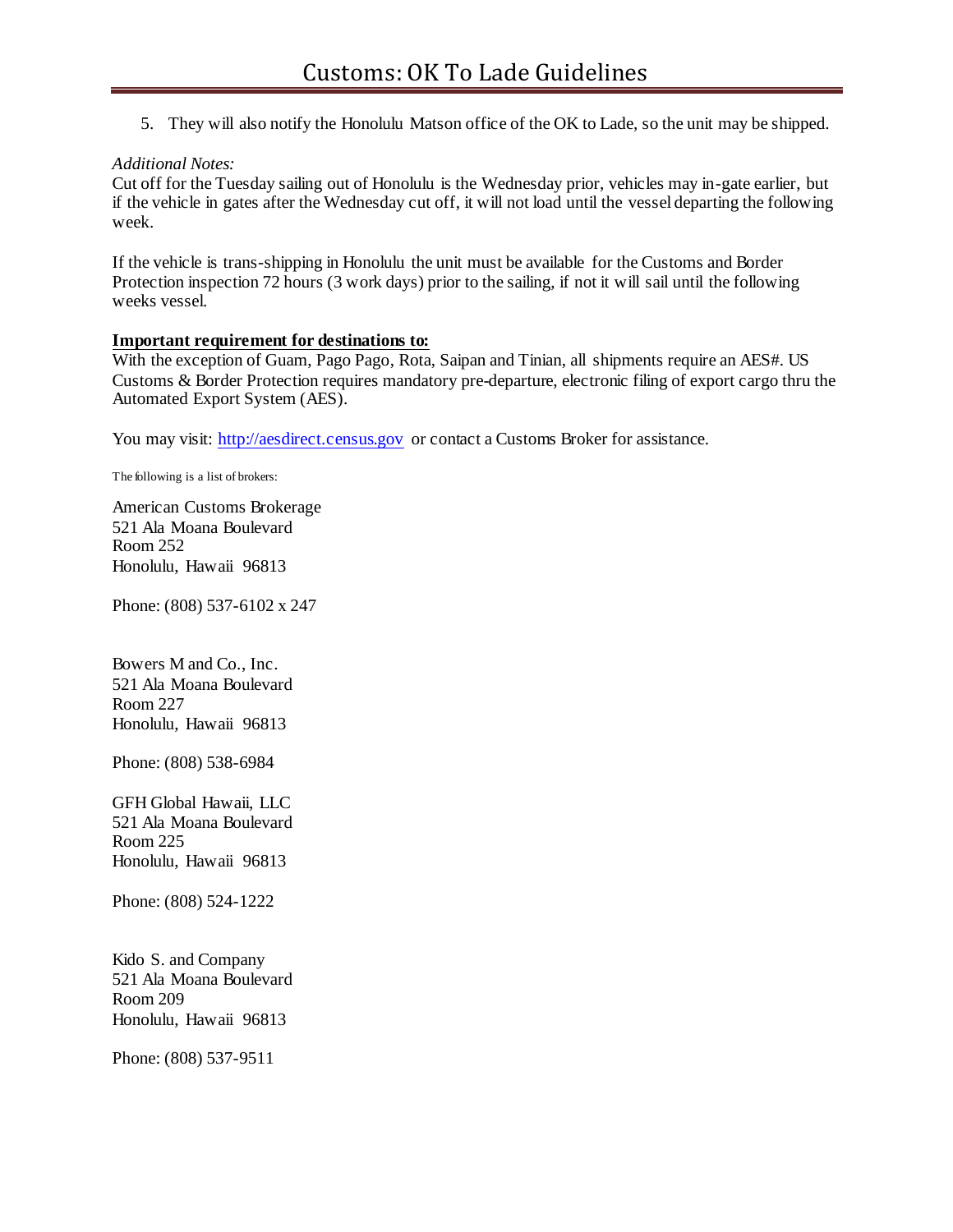5. They will also notify the Honolulu Matson office of the OK to Lade, so the unit may be shipped.

*Additional Notes:*

Cut off for the Tuesday sailing out of Honolulu is the Wednesday prior, vehicles may in-gate earlier, but if the vehicle in gates after the Wednesday cut off, it will not load until the vessel departing the following week.

If the vehicle is trans-shipping in Honolulu the unit must be available for the Customs and Border Protection inspection 72 hours (3 work days) prior to the sailing, if not it will sail until the following weeks vessel.

**Important requirement for destinations to:**

With the exception of Guam, Pago Pago, Rota, Saipan and Tinian, all shipments require an AES#. US Customs & Border Protection requires mandatory pre-departure, electronic filing of export cargo thru the Automated Export System (AES).

You may visit: [http://aesdirect.census.gov](http://aesdirect.census.gov) or contact a Customs Broker for assistance.

The following is a list of brokers:

American Customs Brokerage
521 Ala Moana Boulevard
Room 252
Honolulu, Hawaii 96813

Phone: (808) 537-6102 x 247

Bowers M and Co., Inc.
521 Ala Moana Boulevard
Room 227
Honolulu, Hawaii 96813

Phone: (808) 538-6984

GFH Global Hawaii, LLC
521 Ala Moana Boulevard
Room 225
Honolulu, Hawaii 96813

Phone: (808) 524-1222

Kido S. and Company
521 Ala Moana Boulevard
Room 209
Honolulu, Hawaii 96813

Phone: (808) 537-9511